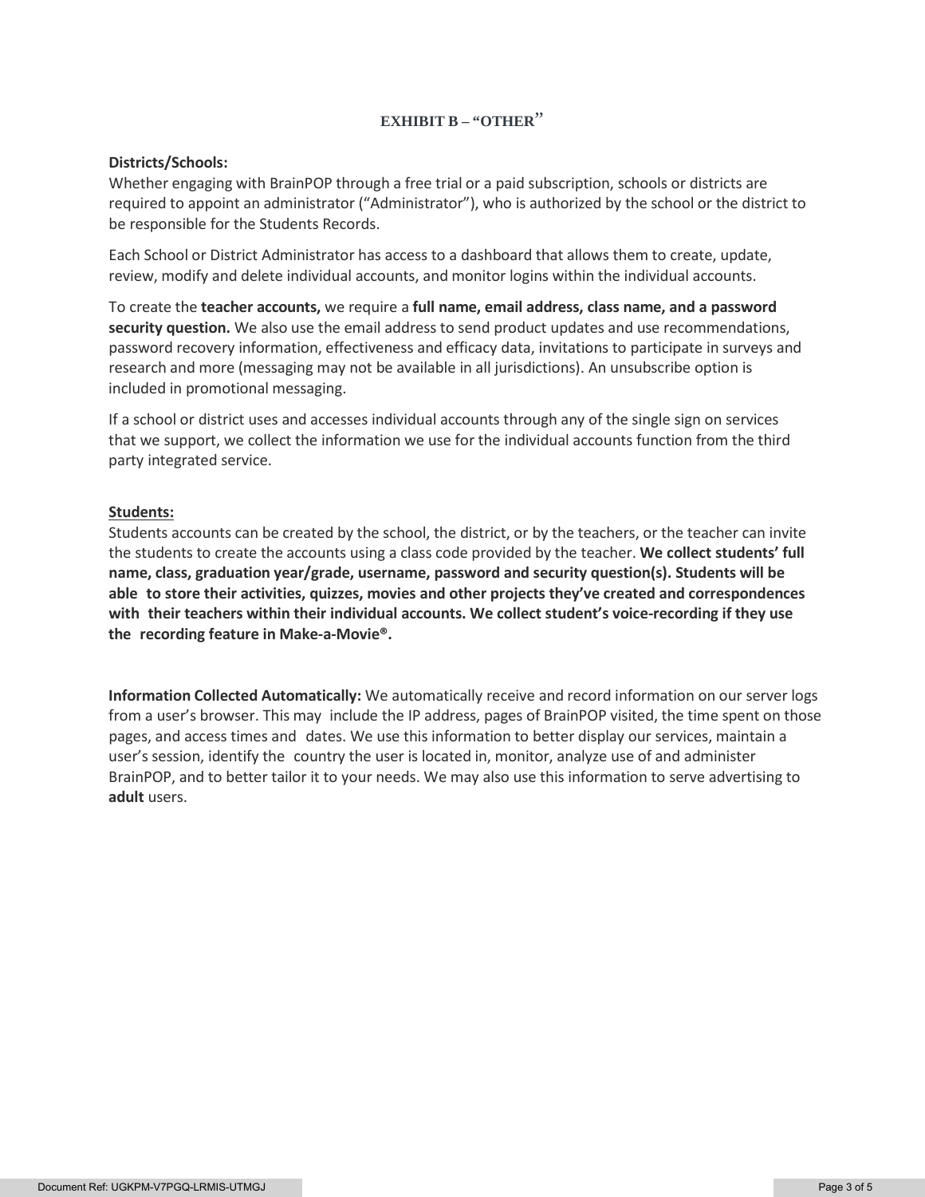# EXHIBIT B – "OTHER"

**Districts/Schools:**
Whether engaging with BrainPOP through a free trial or a paid subscription, schools or districts are required to appoint an administrator ("Administrator"), who is authorized by the school or the district to be responsible for the Students Records.

Each School or District Administrator has access to a dashboard that allows them to create, update, review, modify and delete individual accounts, and monitor logins within the individual accounts.

To create the **teacher accounts,** we require a **full name, email address, class name, and a password security question.** We also use the email address to send product updates and use recommendations, password recovery information, effectiveness and efficacy data, invitations to participate in surveys and research and more (messaging may not be available in all jurisdictions). An unsubscribe option is included in promotional messaging.

If a school or district uses and accesses individual accounts through any of the single sign on services that we support, we collect the information we use for the individual accounts function from the third party integrated service.

**Students:**
Students accounts can be created by the school, the district, or by the teachers, or the teacher can invite the students to create the accounts using a class code provided by the teacher. **We collect students' full name, class, graduation year/grade, username, password and security question(s). Students will be able to store their activities, quizzes, movies and other projects they've created and correspondences with their teachers within their individual accounts. We collect student's voice-recording if they use the recording feature in Make-a-Movie®.**

**Information Collected Automatically:** We automatically receive and record information on our server logs from a user's browser. This may include the IP address, pages of BrainPOP visited, the time spent on those pages, and access times and dates. We use this information to better display our services, maintain a user's session, identify the country the user is located in, monitor, analyze use of and administer BrainPOP, and to better tailor it to your needs. We may also use this information to serve advertising to **adult** users.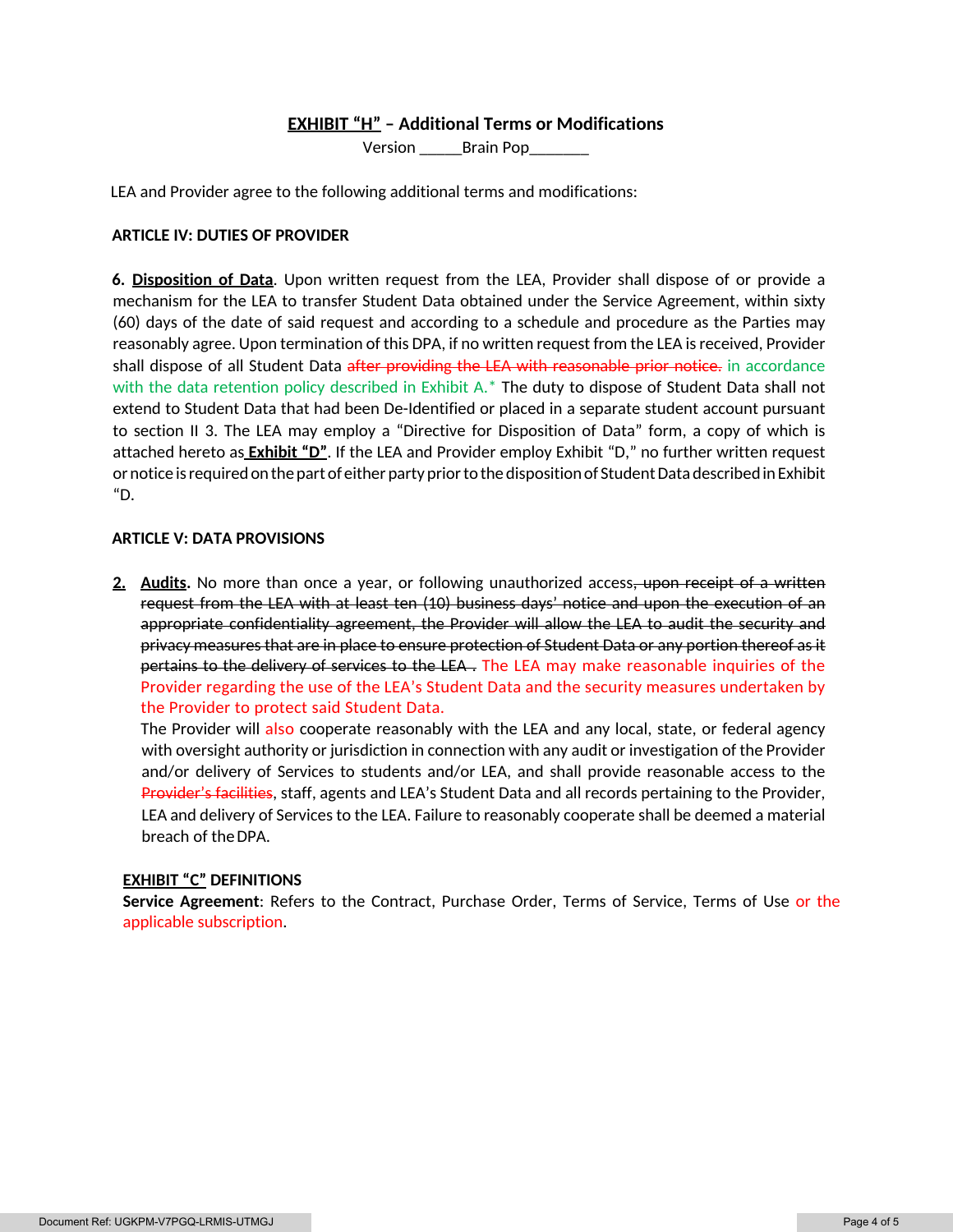## EXHIBIT "H" – Additional Terms or Modifications

Version _____Brain Pop_______

LEA and Provider agree to the following additional terms and modifications:

**ARTICLE IV: DUTIES OF PROVIDER**

**6. Disposition of Data**. Upon written request from the LEA, Provider shall dispose of or provide a mechanism for the LEA to transfer Student Data obtained under the Service Agreement, within sixty (60) days of the date of said request and according to a schedule and procedure as the Parties may reasonably agree. Upon termination of this DPA, if no written request from the LEA is received, Provider shall dispose of all Student Data ~~after providing the LEA with reasonable prior notice.~~ in accordance with the data retention policy described in Exhibit A.* The duty to dispose of Student Data shall not extend to Student Data that had been De-Identified or placed in a separate student account pursuant to section II 3. The LEA may employ a "Directive for Disposition of Data" form, a copy of which is attached hereto as **Exhibit "D"**. If the LEA and Provider employ Exhibit "D," no further written request or notice is required on the part of either party prior to the disposition of Student Data described in Exhibit "D.

**ARTICLE V: DATA PROVISIONS**

**2. Audits.** No more than once a year, or following unauthorized access~~, upon receipt of a written request from the LEA with at least ten (10) business days' notice and upon the execution of an appropriate confidentiality agreement, the Provider will allow the LEA to audit the security and privacy measures that are in place to ensure protection of Student Data or any portion thereof as it pertains to the delivery of services to the LEA .~~ The LEA may make reasonable inquiries of the Provider regarding the use of the LEA's Student Data and the security measures undertaken by the Provider to protect said Student Data.

The Provider will also cooperate reasonably with the LEA and any local, state, or federal agency with oversight authority or jurisdiction in connection with any audit or investigation of the Provider and/or delivery of Services to students and/or LEA, and shall provide reasonable access to the ~~Provider's facilities~~, staff, agents and LEA's Student Data and all records pertaining to the Provider, LEA and delivery of Services to the LEA. Failure to reasonably cooperate shall be deemed a material breach of the DPA.

**EXHIBIT "C" DEFINITIONS**

**Service Agreement**: Refers to the Contract, Purchase Order, Terms of Service, Terms of Use or the applicable subscription.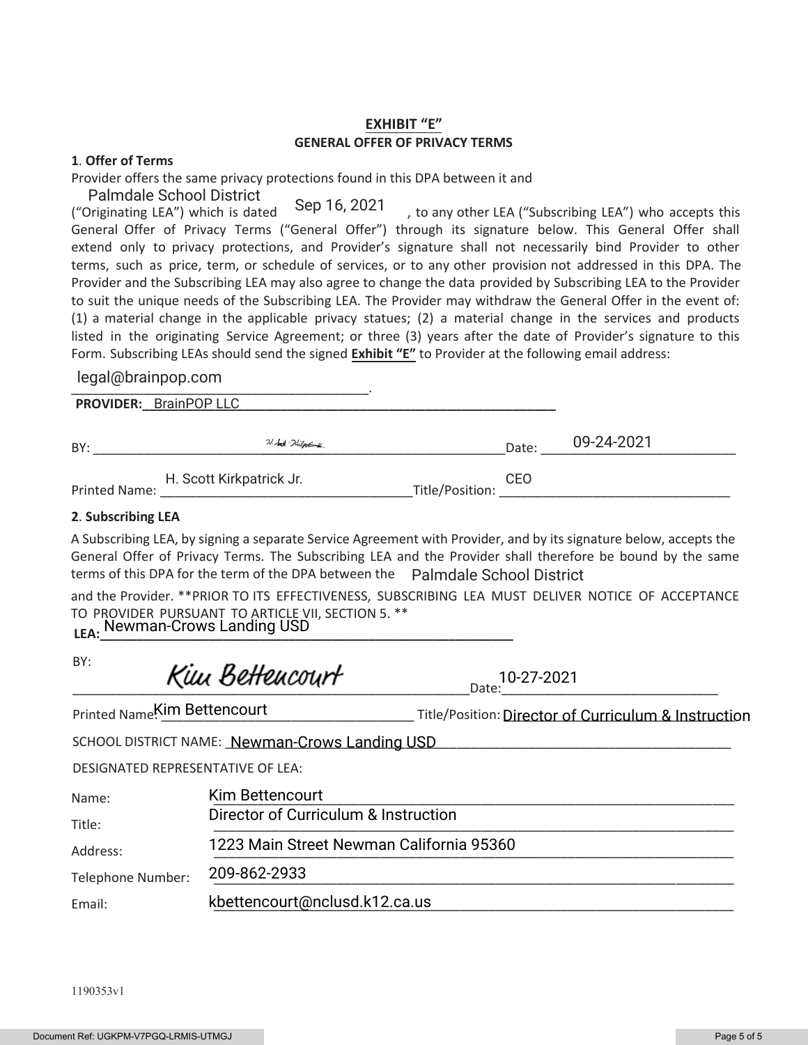# EXHIBIT "E"

## GENERAL OFFER OF PRIVACY TERMS

**1**. **Offer of Terms**

Provider offers the same privacy protections found in this DPA between it and Palmdale School District ("Originating LEA") which is dated Sep 16, 2021, to any other LEA ("Subscribing LEA") who accepts this General Offer of Privacy Terms ("General Offer") through its signature below. This General Offer shall extend only to privacy protections, and Provider's signature shall not necessarily bind Provider to other terms, such as price, term, or schedule of services, or to any other provision not addressed in this DPA. The Provider and the Subscribing LEA may also agree to change the data provided by Subscribing LEA to the Provider to suit the unique needs of the Subscribing LEA. The Provider may withdraw the General Offer in the event of: (1) a material change in the applicable privacy statues; (2) a material change in the services and products listed in the originating Service Agreement; or three (3) years after the date of Provider's signature to this Form. Subscribing LEAs should send the signed **Exhibit "E"** to Provider at the following email address:

legal@brainpop.com.

**PROVIDER:** BrainPOP LLC

BY: H. Scott Kirkpatrick Jr. Date: 09-24-2021

Printed Name: H. Scott Kirkpatrick Jr. Title/Position: CEO

**2**. **Subscribing LEA**

A Subscribing LEA, by signing a separate Service Agreement with Provider, and by its signature below, accepts the General Offer of Privacy Terms. The Subscribing LEA and the Provider shall therefore be bound by the same terms of this DPA for the term of the DPA between the Palmdale School District and the Provider. **PRIOR TO ITS EFFECTIVENESS, SUBSCRIBING LEA MUST DELIVER NOTICE OF ACCEPTANCE TO PROVIDER PURSUANT TO ARTICLE VII, SECTION 5. **

**LEA:** Newman-Crows Landing USD

BY: Kim Bettencourt Date: 10-27-2021

Printed Name: Kim Bettencourt Title/Position: Director of Curriculum & Instruction

SCHOOL DISTRICT NAME: Newman-Crows Landing USD

DESIGNATED REPRESENTATIVE OF LEA:

| | |
|---|---|
| Name: | Kim Bettencourt |
| Title: | Director of Curriculum & Instruction |
| Address: | 1223 Main Street Newman California 95360 |
| Telephone Number: | 209-862-2933 |
| Email: | kbettencourt@nclusd.k12.ca.us |

1190353v1